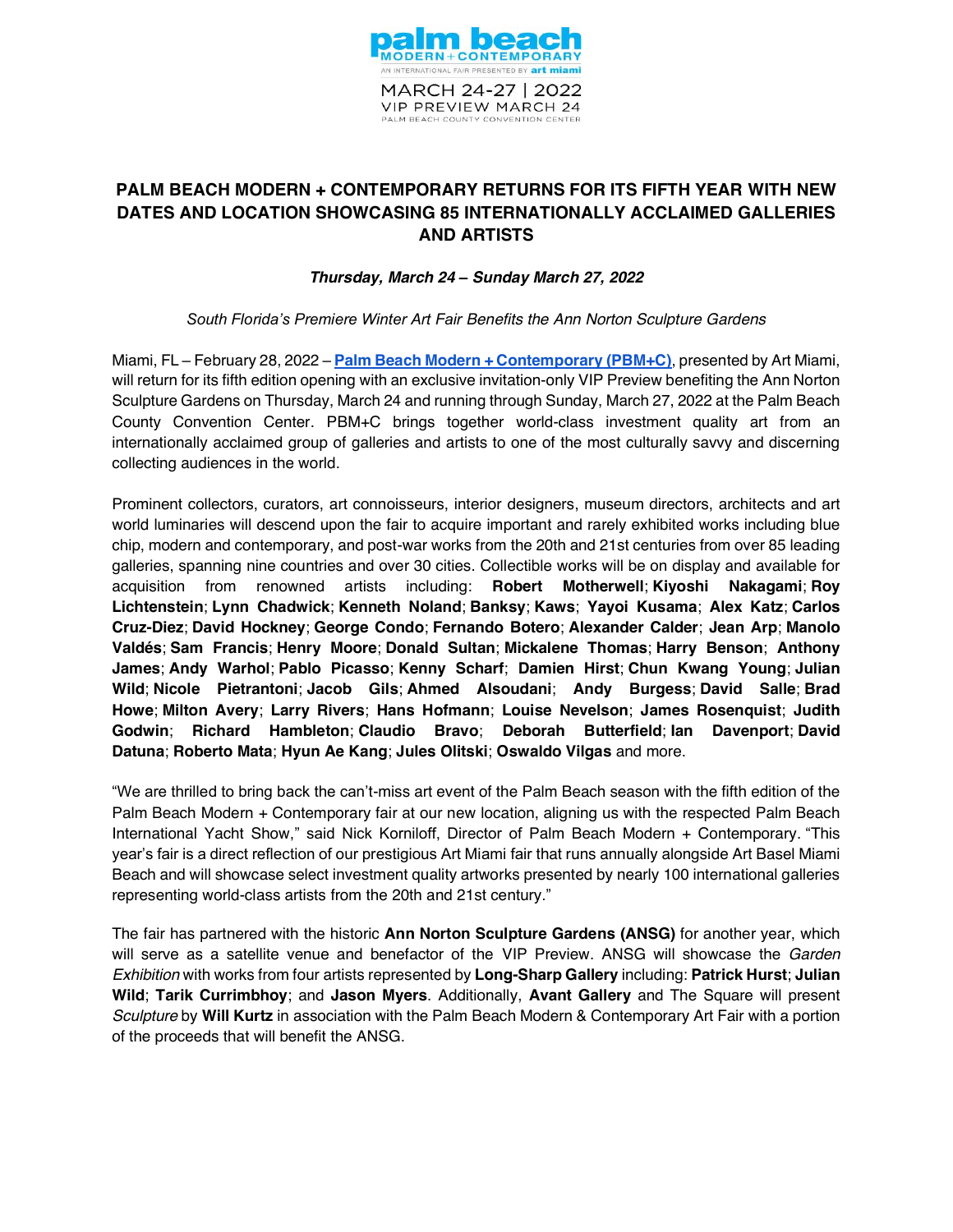palm beach
MODERN + CONTEMPORARY
AN INTERNATIONAL FAIR PRESENTED BY art miami
MARCH 24-27 | 2022
VIP PREVIEW MARCH 24
PALM BEACH COUNTY CONVENTION CENTER

# PALM BEACH MODERN + CONTEMPORARY RETURNS FOR ITS FIFTH YEAR WITH NEW DATES AND LOCATION SHOWCASING 85 INTERNATIONALLY ACCLAIMED GALLERIES AND ARTISTS

***Thursday, March 24 – Sunday March 27, 2022***

*South Florida's Premiere Winter Art Fair Benefits the Ann Norton Sculpture Gardens*

Miami, FL – February 28, 2022 – **Palm Beach Modern + Contemporary (PBM+C)**, presented by Art Miami, will return for its fifth edition opening with an exclusive invitation-only VIP Preview benefiting the Ann Norton Sculpture Gardens on Thursday, March 24 and running through Sunday, March 27, 2022 at the Palm Beach County Convention Center. PBM+C brings together world-class investment quality art from an internationally acclaimed group of galleries and artists to one of the most culturally savvy and discerning collecting audiences in the world.

Prominent collectors, curators, art connoisseurs, interior designers, museum directors, architects and art world luminaries will descend upon the fair to acquire important and rarely exhibited works including blue chip, modern and contemporary, and post-war works from the 20th and 21st centuries from over 85 leading galleries, spanning nine countries and over 30 cities. Collectible works will be on display and available for acquisition from renowned artists including: **Robert Motherwell**; **Kiyoshi Nakagami**; **Roy Lichtenstein**; **Lynn Chadwick**; **Kenneth Noland**; **Banksy**; **Kaws**; **Yayoi Kusama**; **Alex Katz**; **Carlos Cruz-Diez**; **David Hockney**; **George Condo**; **Fernando Botero**; **Alexander Calder**; **Jean Arp**; **Manolo Valdés**; **Sam Francis**; **Henry Moore**; **Donald Sultan**; **Mickalene Thomas**; **Harry Benson**; **Anthony James**; **Andy Warhol**; **Pablo Picasso**; **Kenny Scharf**; **Damien Hirst**; **Chun Kwang Young**; **Julian Wild**; **Nicole Pietrantoni**; **Jacob Gils**; **Ahmed Alsoudani**; **Andy Burgess**; **David Salle**; **Brad Howe**; **Milton Avery**; **Larry Rivers**; **Hans Hofmann**; **Louise Nevelson**; **James Rosenquist**; **Judith Godwin**; **Richard Hambleton**; **Claudio Bravo**; **Deborah Butterfield**; **Ian Davenport**; **David Datuna**; **Roberto Mata**; **Hyun Ae Kang**; **Jules Olitski**; **Oswaldo Vilgas** and more.

"We are thrilled to bring back the can't-miss art event of the Palm Beach season with the fifth edition of the Palm Beach Modern + Contemporary fair at our new location, aligning us with the respected Palm Beach International Yacht Show," said Nick Korniloff, Director of Palm Beach Modern + Contemporary. "This year's fair is a direct reflection of our prestigious Art Miami fair that runs annually alongside Art Basel Miami Beach and will showcase select investment quality artworks presented by nearly 100 international galleries representing world-class artists from the 20th and 21st century."

The fair has partnered with the historic **Ann Norton Sculpture Gardens (ANSG)** for another year, which will serve as a satellite venue and benefactor of the VIP Preview. ANSG will showcase the *Garden Exhibition* with works from four artists represented by **Long-Sharp Gallery** including: **Patrick Hurst**; **Julian Wild**; **Tarik Currimbhoy**; and **Jason Myers**. Additionally, **Avant Gallery** and The Square will present *Sculpture* by **Will Kurtz** in association with the Palm Beach Modern & Contemporary Art Fair with a portion of the proceeds that will benefit the ANSG.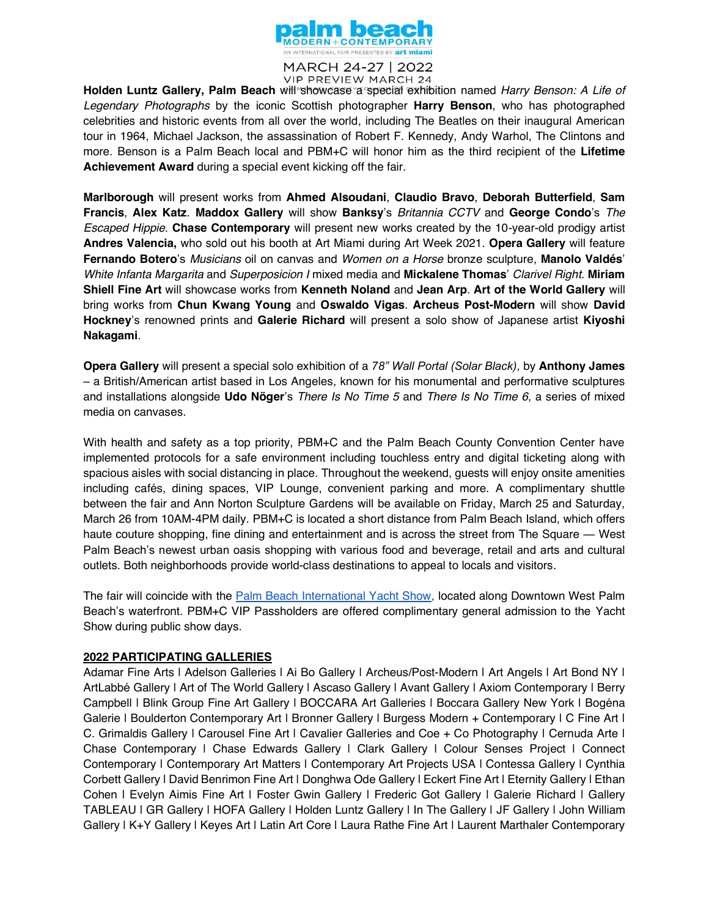**Holden Luntz Gallery, Palm Beach** will showcase a special exhibition named *Harry Benson: A Life of Legendary Photographs* by the iconic Scottish photographer **Harry Benson**, who has photographed celebrities and historic events from all over the world, including The Beatles on their inaugural American tour in 1964, Michael Jackson, the assassination of Robert F. Kennedy, Andy Warhol, The Clintons and more. Benson is a Palm Beach local and PBM+C will honor him as the third recipient of the **Lifetime Achievement Award** during a special event kicking off the fair.

**Marlborough** will present works from **Ahmed Alsoudani**, **Claudio Bravo**, **Deborah Butterfield**, **Sam Francis**, **Alex Katz**. **Maddox Gallery** will show **Banksy**'s *Britannia CCTV* and **George Condo**'s *The Escaped Hippie*. **Chase Contemporary** will present new works created by the 10-year-old prodigy artist **Andres Valencia,** who sold out his booth at Art Miami during Art Week 2021. **Opera Gallery** will feature **Fernando Botero**'s *Musicians* oil on canvas and *Women on a Horse* bronze sculpture, **Manolo Valdés**' *White Infanta Margarita* and *Superposicion I* mixed media and **Mickalene Thomas**' *Clarivel Right*. **Miriam Shiell Fine Art** will showcase works from **Kenneth Noland** and **Jean Arp**. **Art of the World Gallery** will bring works from **Chun Kwang Young** and **Oswaldo Vigas**. **Archeus Post-Modern** will show **David Hockney**'s renowned prints and **Galerie Richard** will present a solo show of Japanese artist **Kiyoshi Nakagami**.

**Opera Gallery** will present a special solo exhibition of a *78" Wall Portal (Solar Black),* by **Anthony James** – a British/American artist based in Los Angeles, known for his monumental and performative sculptures and installations alongside **Udo Nöger**'s *There Is No Time 5* and *There Is No Time 6*, a series of mixed media on canvases.

With health and safety as a top priority, PBM+C and the Palm Beach County Convention Center have implemented protocols for a safe environment including touchless entry and digital ticketing along with spacious aisles with social distancing in place. Throughout the weekend, guests will enjoy onsite amenities including cafés, dining spaces, VIP Lounge, convenient parking and more. A complimentary shuttle between the fair and Ann Norton Sculpture Gardens will be available on Friday, March 25 and Saturday, March 26 from 10AM-4PM daily. PBM+C is located a short distance from Palm Beach Island, which offers haute couture shopping, fine dining and entertainment and is across the street from The Square — West Palm Beach's newest urban oasis shopping with various food and beverage, retail and arts and cultural outlets. Both neighborhoods provide world-class destinations to appeal to locals and visitors.

The fair will coincide with the Palm Beach International Yacht Show, located along Downtown West Palm Beach's waterfront. PBM+C VIP Passholders are offered complimentary general admission to the Yacht Show during public show days.

**2022 PARTICIPATING GALLERIES**

Adamar Fine Arts | Adelson Galleries | Ai Bo Gallery | Archeus/Post-Modern | Art Angels | Art Bond NY | ArtLabbé Gallery | Art of The World Gallery | Ascaso Gallery | Avant Gallery | Axiom Contemporary | Berry Campbell | Blink Group Fine Art Gallery | BOCCARA Art Galleries | Boccara Gallery New York | Bogéna Galerie | Boulderton Contemporary Art | Bronner Gallery | Burgess Modern + Contemporary | C Fine Art | C. Grimaldis Gallery | Carousel Fine Art | Cavalier Galleries and Coe + Co Photography | Cernuda Arte | Chase Contemporary | Chase Edwards Gallery | Clark Gallery | Colour Senses Project | Connect Contemporary | Contemporary Art Matters | Contemporary Art Projects USA | Contessa Gallery | Cynthia Corbett Gallery | David Benrimon Fine Art | Donghwa Ode Gallery | Eckert Fine Art | Eternity Gallery | Ethan Cohen | Evelyn Aimis Fine Art | Foster Gwin Gallery | Frederic Got Gallery | Galerie Richard | Gallery TABLEAU | GR Gallery | HOFA Gallery | Holden Luntz Gallery | In The Gallery | JF Gallery | John William Gallery | K+Y Gallery | Keyes Art | Latin Art Core | Laura Rathe Fine Art | Laurent Marthaler Contemporary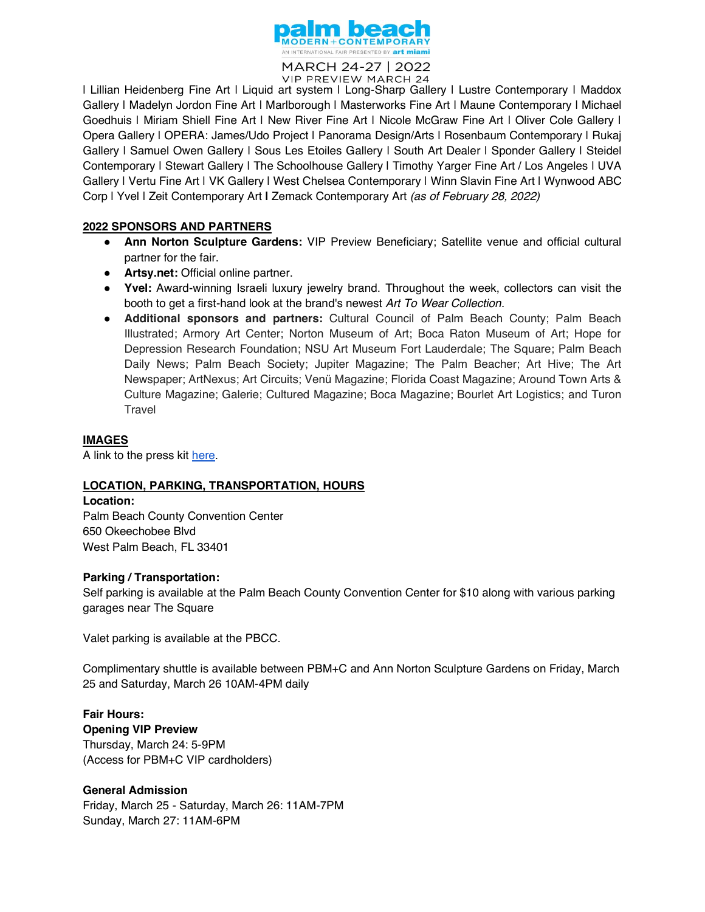| Lillian Heidenberg Fine Art | Liquid art system | Long-Sharp Gallery | Lustre Contemporary | Maddox Gallery | Madelyn Jordon Fine Art | Marlborough | Masterworks Fine Art | Maune Contemporary | Michael Goedhuis | Miriam Shiell Fine Art | New River Fine Art | Nicole McGraw Fine Art | Oliver Cole Gallery | Opera Gallery | OPERA: James/Udo Project | Panorama Design/Arts | Rosenbaum Contemporary | Rukaj Gallery | Samuel Owen Gallery | Sous Les Etoiles Gallery | South Art Dealer | Sponder Gallery | Steidel Contemporary | Stewart Gallery | The Schoolhouse Gallery | Timothy Yarger Fine Art / Los Angeles | UVA Gallery | Vertu Fine Art | VK Gallery | West Chelsea Contemporary | Winn Slavin Fine Art | Wynwood ABC Corp | Yvel | Zeit Contemporary Art **|** Zemack Contemporary Art *(as of February 28, 2022)*

**2022 SPONSORS AND PARTNERS**

- **Ann Norton Sculpture Gardens:** VIP Preview Beneficiary; Satellite venue and official cultural partner for the fair.
- **Artsy.net:** Official online partner.
- **Yvel:** Award-winning Israeli luxury jewelry brand. Throughout the week, collectors can visit the booth to get a first-hand look at the brand's newest *Art To Wear Collection*.
- **Additional sponsors and partners:** Cultural Council of Palm Beach County; Palm Beach Illustrated; Armory Art Center; Norton Museum of Art; Boca Raton Museum of Art; Hope for Depression Research Foundation; NSU Art Museum Fort Lauderdale; The Square; Palm Beach Daily News; Palm Beach Society; Jupiter Magazine; The Palm Beacher; Art Hive; The Art Newspaper; ArtNexus; Art Circuits; Venü Magazine; Florida Coast Magazine; Around Town Arts & Culture Magazine; Galerie; Cultured Magazine; Boca Magazine; Bourlet Art Logistics; and Turon Travel

**IMAGES**

A link to the press kit here.

**LOCATION, PARKING, TRANSPORTATION, HOURS**

**Location:**
Palm Beach County Convention Center
650 Okeechobee Blvd
West Palm Beach, FL 33401

**Parking / Transportation:**
Self parking is available at the Palm Beach County Convention Center for $10 along with various parking garages near The Square

Valet parking is available at the PBCC.

Complimentary shuttle is available between PBM+C and Ann Norton Sculpture Gardens on Friday, March 25 and Saturday, March 26 10AM-4PM daily

**Fair Hours:**

**Opening VIP Preview**
Thursday, March 24: 5-9PM
(Access for PBM+C VIP cardholders)

**General Admission**
Friday, March 25 - Saturday, March 26: 11AM-7PM
Sunday, March 27: 11AM-6PM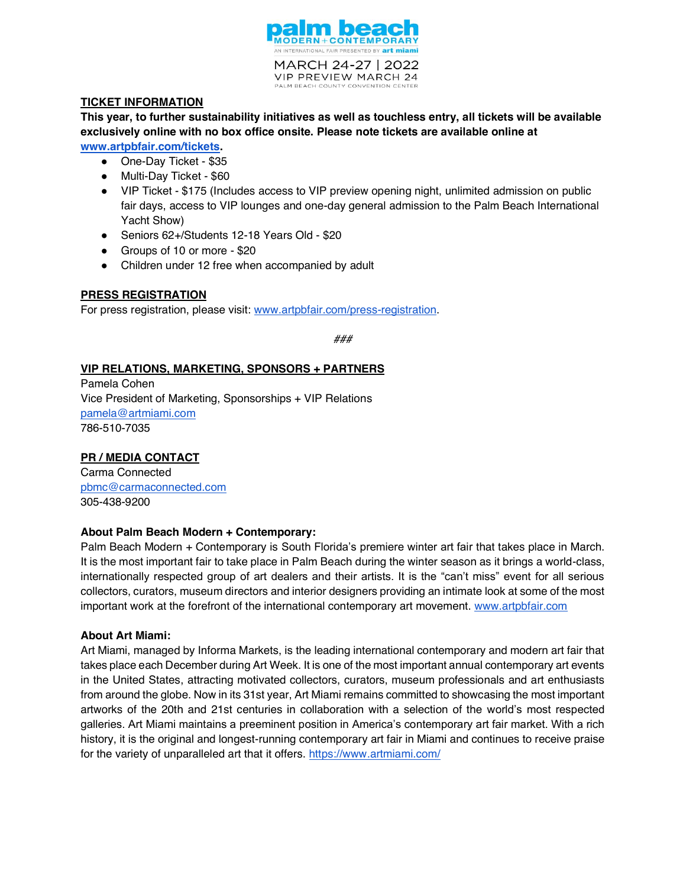palm beach
MODERN + CONTEMPORARY
AN INTERNATIONAL FAIR PRESENTED BY art miami
MARCH 24-27 | 2022
VIP PREVIEW MARCH 24
PALM BEACH COUNTY CONVENTION CENTER

## TICKET INFORMATION

**This year, to further sustainability initiatives as well as touchless entry, all tickets will be available exclusively online with no box office onsite. Please note tickets are available online at www.artpbfair.com/tickets.**

- One-Day Ticket - $35
- Multi-Day Ticket - $60
- VIP Ticket - $175 (Includes access to VIP preview opening night, unlimited admission on public fair days, access to VIP lounges and one-day general admission to the Palm Beach International Yacht Show)
- Seniors 62+/Students 12-18 Years Old - $20
- Groups of 10 or more - $20
- Children under 12 free when accompanied by adult

## PRESS REGISTRATION

For press registration, please visit: www.artpbfair.com/press-registration.

*###*

## VIP RELATIONS, MARKETING, SPONSORS + PARTNERS

Pamela Cohen
Vice President of Marketing, Sponsorships + VIP Relations
pamela@artmiami.com
786-510-7035

## PR / MEDIA CONTACT

Carma Connected
pbmc@carmaconnected.com
305-438-9200

**About Palm Beach Modern + Contemporary:**

Palm Beach Modern + Contemporary is South Florida's premiere winter art fair that takes place in March. It is the most important fair to take place in Palm Beach during the winter season as it brings a world-class, internationally respected group of art dealers and their artists. It is the "can't miss" event for all serious collectors, curators, museum directors and interior designers providing an intimate look at some of the most important work at the forefront of the international contemporary art movement. www.artpbfair.com

**About Art Miami:**

Art Miami, managed by Informa Markets, is the leading international contemporary and modern art fair that takes place each December during Art Week. It is one of the most important annual contemporary art events in the United States, attracting motivated collectors, curators, museum professionals and art enthusiasts from around the globe. Now in its 31st year, Art Miami remains committed to showcasing the most important artworks of the 20th and 21st centuries in collaboration with a selection of the world's most respected galleries. Art Miami maintains a preeminent position in America's contemporary art fair market. With a rich history, it is the original and longest-running contemporary art fair in Miami and continues to receive praise for the variety of unparalleled art that it offers. https://www.artmiami.com/